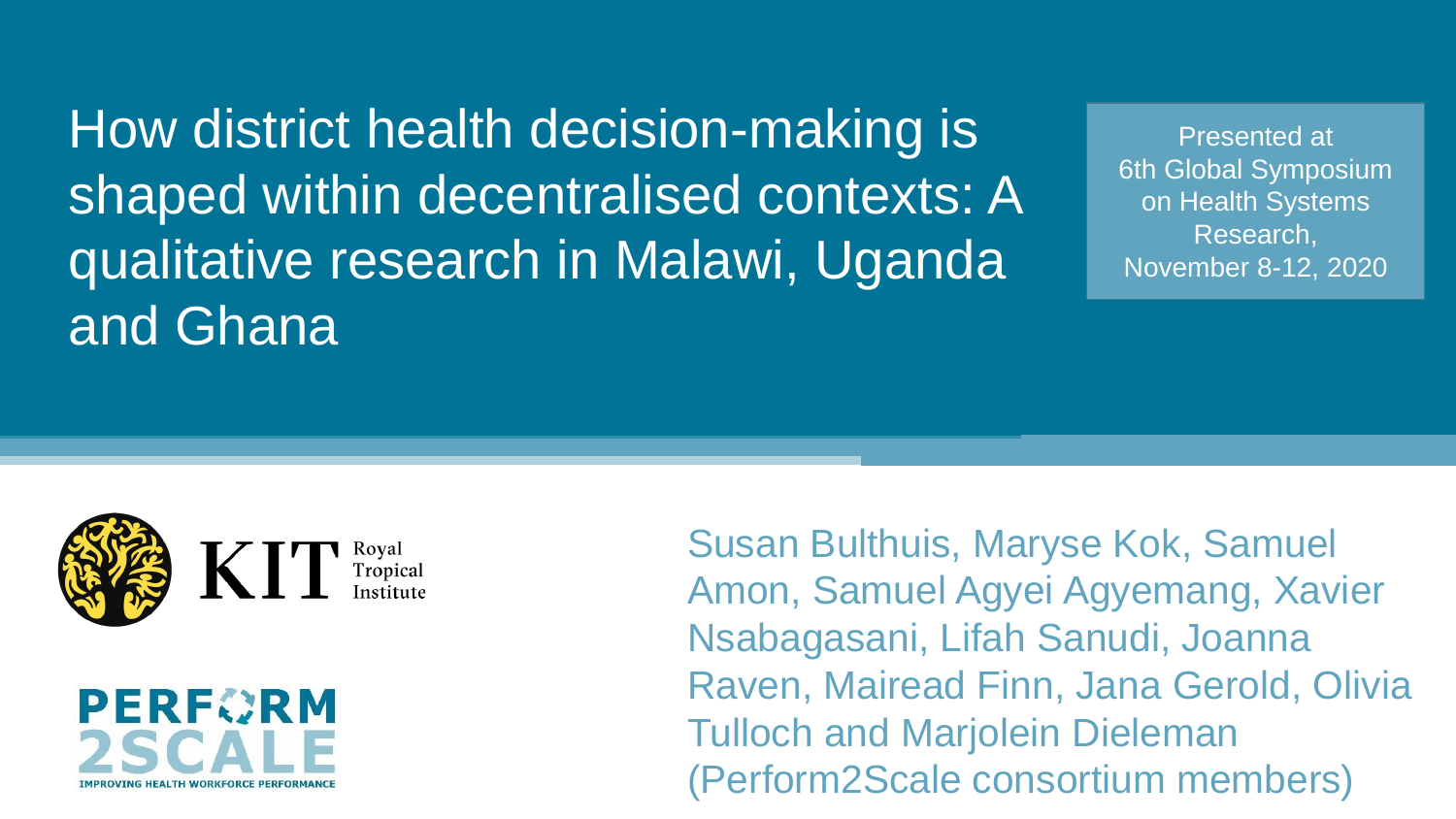# How district health decision-making is shaped within decentralised contexts: A qualitative research in Malawi, Uganda and Ghana

Presented at
6th Global Symposium on Health Systems Research,
November 8-12, 2020

KIT Royal Tropical Institute

PERFORM 2SCALE
IMPROVING HEALTH WORKFORCE PERFORMANCE

Susan Bulthuis, Maryse Kok, Samuel Amon, Samuel Agyei Agyemang, Xavier Nsabagasani, Lifah Sanudi, Joanna Raven, Mairead Finn, Jana Gerold, Olivia Tulloch and Marjolein Dieleman (Perform2Scale consortium members)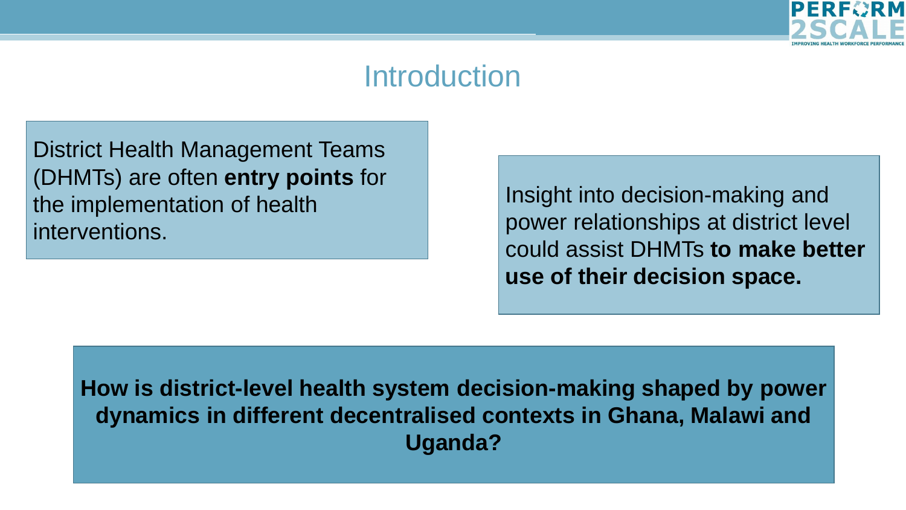# Introduction

District Health Management Teams (DHMTs) are often **entry points** for the implementation of health interventions.

Insight into decision-making and power relationships at district level could assist DHMTs **to make better use of their decision space.**

**How is district-level health system decision-making shaped by power dynamics in different decentralised contexts in Ghana, Malawi and Uganda?**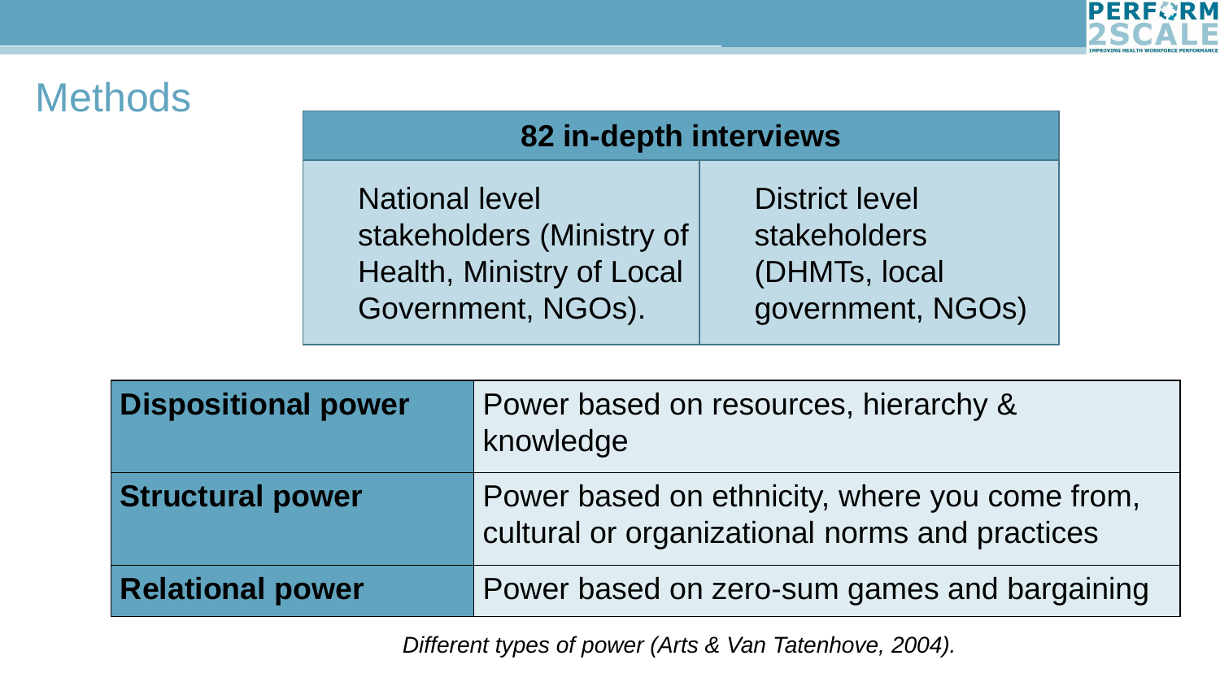# Methods

| 82 in-depth interviews | |
|---|---|
| National level stakeholders (Ministry of Health, Ministry of Local Government, NGOs). | District level stakeholders (DHMTs, local government, NGOs) |

| | |
|---|---|
| **Dispositional power** | Power based on resources, hierarchy & knowledge |
| **Structural power** | Power based on ethnicity, where you come from, cultural or organizational norms and practices |
| **Relational power** | Power based on zero-sum games and bargaining |

*Different types of power (Arts & Van Tatenhove, 2004).*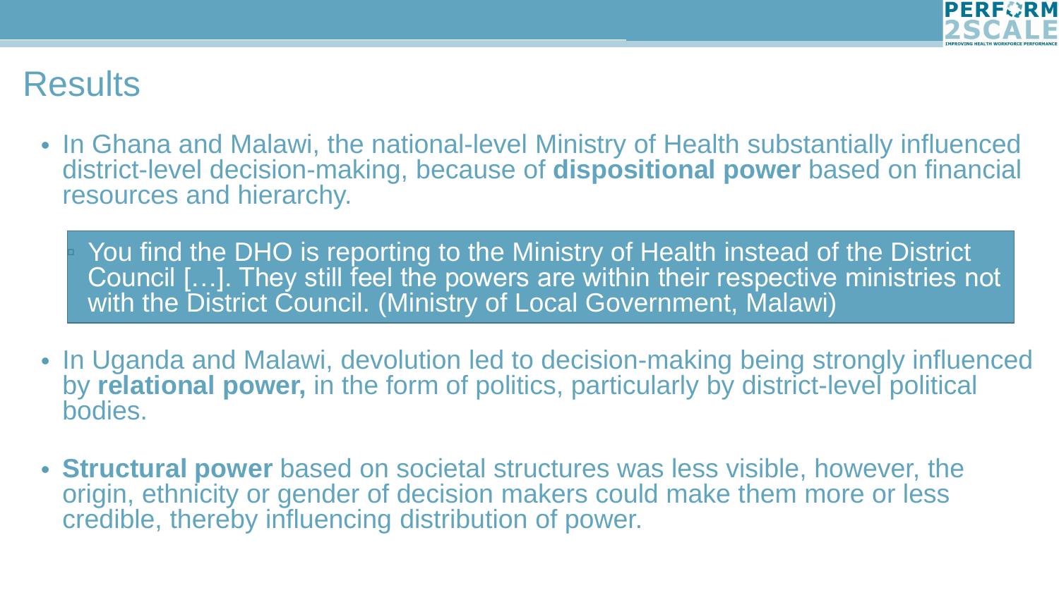# Results

- In Ghana and Malawi, the national-level Ministry of Health substantially influenced district-level decision-making, because of **dispositional power** based on financial resources and hierarchy.

> You find the DHO is reporting to the Ministry of Health instead of the District Council […]. They still feel the powers are within their respective ministries not with the District Council. (Ministry of Local Government, Malawi)

- In Uganda and Malawi, devolution led to decision-making being strongly influenced by **relational power,** in the form of politics, particularly by district-level political bodies.
- **Structural power** based on societal structures was less visible, however, the origin, ethnicity or gender of decision makers could make them more or less credible, thereby influencing distribution of power.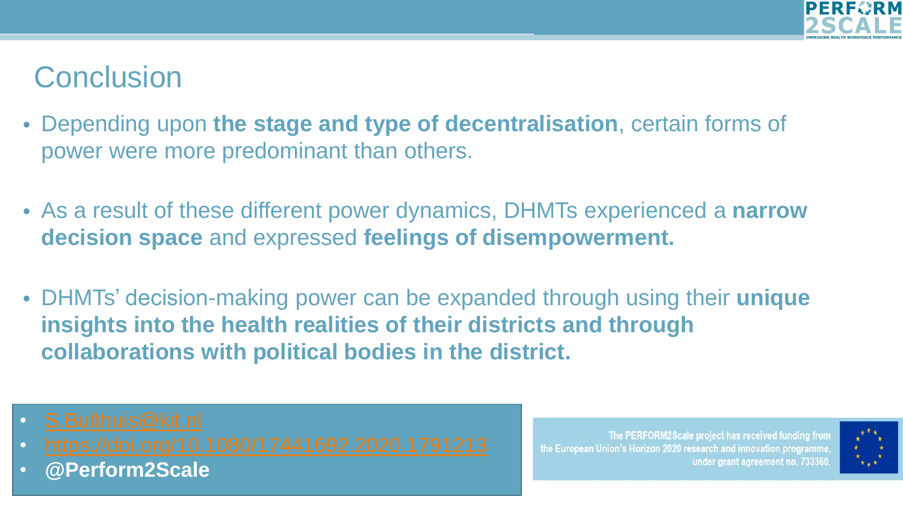# Conclusion

- Depending upon **the stage and type of decentralisation**, certain forms of power were more predominant than others.
- As a result of these different power dynamics, DHMTs experienced a **narrow decision space** and expressed **feelings of disempowerment.**
- DHMTs' decision-making power can be expanded through using their **unique insights into the health realities of their districts and through collaborations with political bodies in the district.**

- S.Bulthuis@kit.nl
- https://doi.org/10.1080/17441692.2020.1791213
- **@Perform2Scale**

The PERFORM2Scale project has received funding from the European Union's Horizon 2020 research and innovation programme, under grant agreement no. 733360.